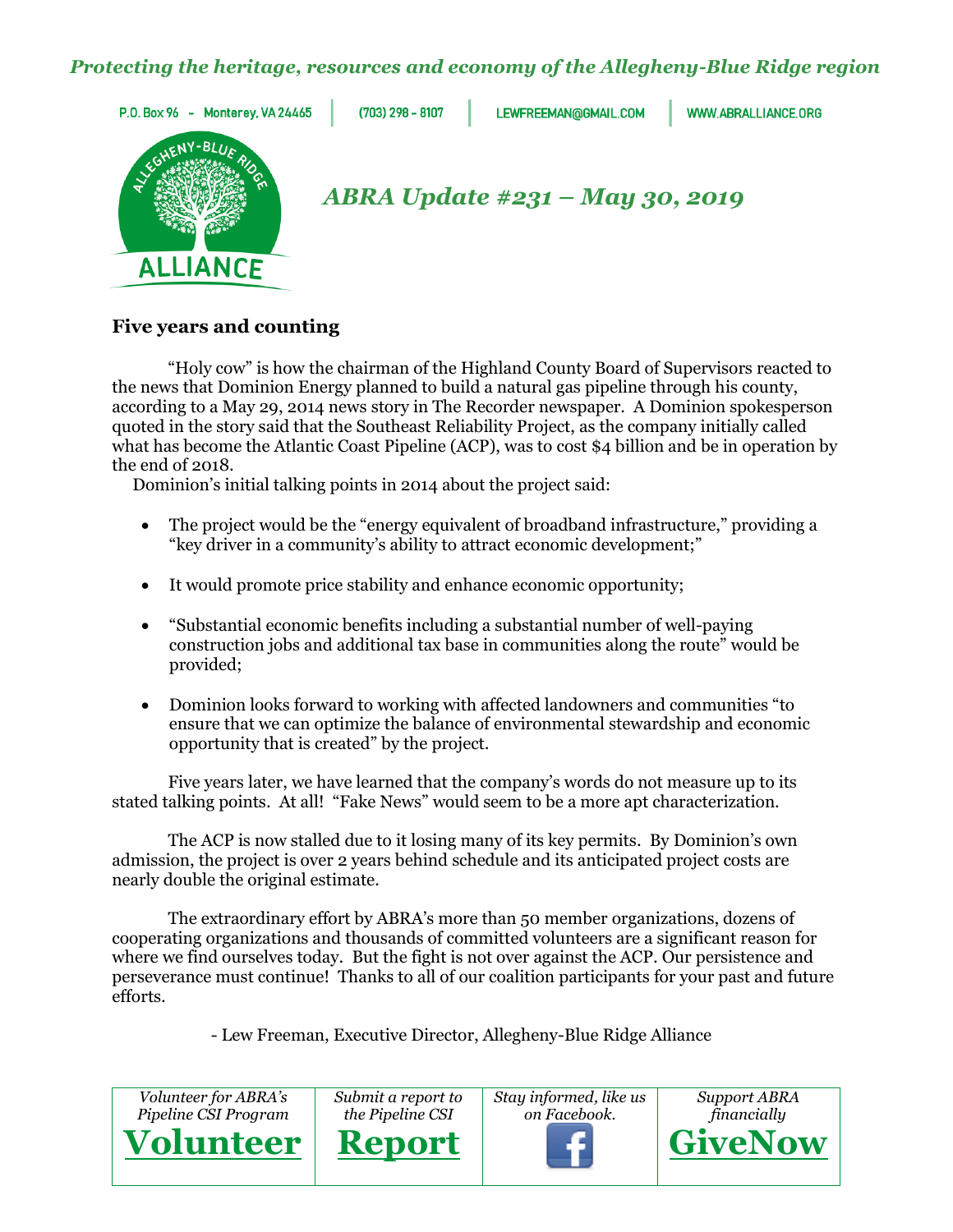*Protecting the heritage, resources and economy of the Allegheny-Blue Ridge region*

P.O. Box 96 - Monterey, VA 24465 | (703) 298 - 8107 | LEWFREEMAN@GMAIL.COM | WWW.ABRALLIANCE.ORG

# *ABRA Update #231 – May 30, 2019*

## Five years and counting

"Holy cow" is how the chairman of the Highland County Board of Supervisors reacted to the news that Dominion Energy planned to build a natural gas pipeline through his county, according to a May 29, 2014 news story in The Recorder newspaper. A Dominion spokesperson quoted in the story said that the Southeast Reliability Project, as the company initially called what has become the Atlantic Coast Pipeline (ACP), was to cost $4 billion and be in operation by the end of 2018.

Dominion's initial talking points in 2014 about the project said:

- The project would be the "energy equivalent of broadband infrastructure," providing a "key driver in a community's ability to attract economic development;"
- It would promote price stability and enhance economic opportunity;
- "Substantial economic benefits including a substantial number of well-paying construction jobs and additional tax base in communities along the route" would be provided;
- Dominion looks forward to working with affected landowners and communities "to ensure that we can optimize the balance of environmental stewardship and economic opportunity that is created" by the project.

Five years later, we have learned that the company's words do not measure up to its stated talking points. At all! "Fake News" would seem to be a more apt characterization.

The ACP is now stalled due to it losing many of its key permits. By Dominion's own admission, the project is over 2 years behind schedule and its anticipated project costs are nearly double the original estimate.

The extraordinary effort by ABRA's more than 50 member organizations, dozens of cooperating organizations and thousands of committed volunteers are a significant reason for where we find ourselves today. But the fight is not over against the ACP. Our persistence and perseverance must continue! Thanks to all of our coalition participants for your past and future efforts.

- Lew Freeman, Executive Director, Allegheny-Blue Ridge Alliance

| *Volunteer for ABRA's Pipeline CSI Program* | *Submit a report to the Pipeline CSI* | *Stay informed, like us on Facebook.* | *Support ABRA financially* |
|---|---|---|---|
| **Volunteer** | **Report** | | **GiveNow** |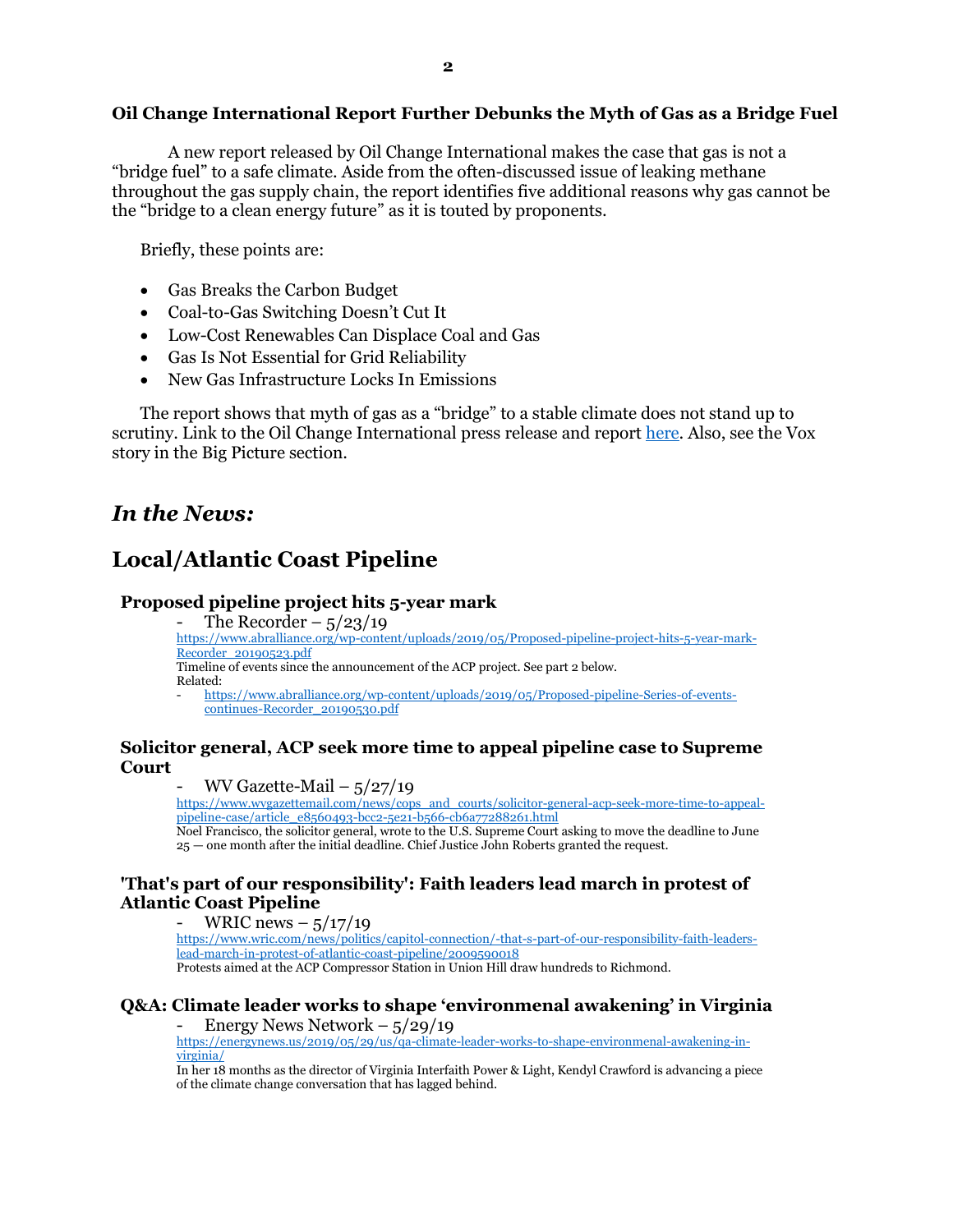### Oil Change International Report Further Debunks the Myth of Gas as a Bridge Fuel

A new report released by Oil Change International makes the case that gas is not a "bridge fuel" to a safe climate. Aside from the often-discussed issue of leaking methane throughout the gas supply chain, the report identifies five additional reasons why gas cannot be the "bridge to a clean energy future" as it is touted by proponents.

Briefly, these points are:

- Gas Breaks the Carbon Budget
- Coal-to-Gas Switching Doesn't Cut It
- Low-Cost Renewables Can Displace Coal and Gas
- Gas Is Not Essential for Grid Reliability
- New Gas Infrastructure Locks In Emissions

The report shows that myth of gas as a "bridge" to a stable climate does not stand up to scrutiny. Link to the Oil Change International press release and report here. Also, see the Vox story in the Big Picture section.

## *In the News:*

## Local/Atlantic Coast Pipeline

### Proposed pipeline project hits 5-year mark

- The Recorder – 5/23/19

https://www.abralliance.org/wp-content/uploads/2019/05/Proposed-pipeline-project-hits-5-year-mark-Recorder_20190523.pdf

Timeline of events since the announcement of the ACP project. See part 2 below.

Related:

- https://www.abralliance.org/wp-content/uploads/2019/05/Proposed-pipeline-Series-of-events-continues-Recorder_20190530.pdf

### Solicitor general, ACP seek more time to appeal pipeline case to Supreme Court

- WV Gazette-Mail – 5/27/19

https://www.wvgazettemail.com/news/cops_and_courts/solicitor-general-acp-seek-more-time-to-appeal-pipeline-case/article_e8560493-bcc2-5e21-b566-cb6a77288261.html

Noel Francisco, the solicitor general, wrote to the U.S. Supreme Court asking to move the deadline to June 25 — one month after the initial deadline. Chief Justice John Roberts granted the request.

### 'That's part of our responsibility': Faith leaders lead march in protest of Atlantic Coast Pipeline

- WRIC news – 5/17/19

https://www.wric.com/news/politics/capitol-connection/-that-s-part-of-our-responsibility-faith-leaders-lead-march-in-protest-of-atlantic-coast-pipeline/2009590018

Protests aimed at the ACP Compressor Station in Union Hill draw hundreds to Richmond.

### Q&A: Climate leader works to shape 'environmenal awakening' in Virginia

- Energy News Network – 5/29/19

https://energynews.us/2019/05/29/us/qa-climate-leader-works-to-shape-environmenal-awakening-in-virginia/

In her 18 months as the director of Virginia Interfaith Power & Light, Kendyl Crawford is advancing a piece of the climate change conversation that has lagged behind.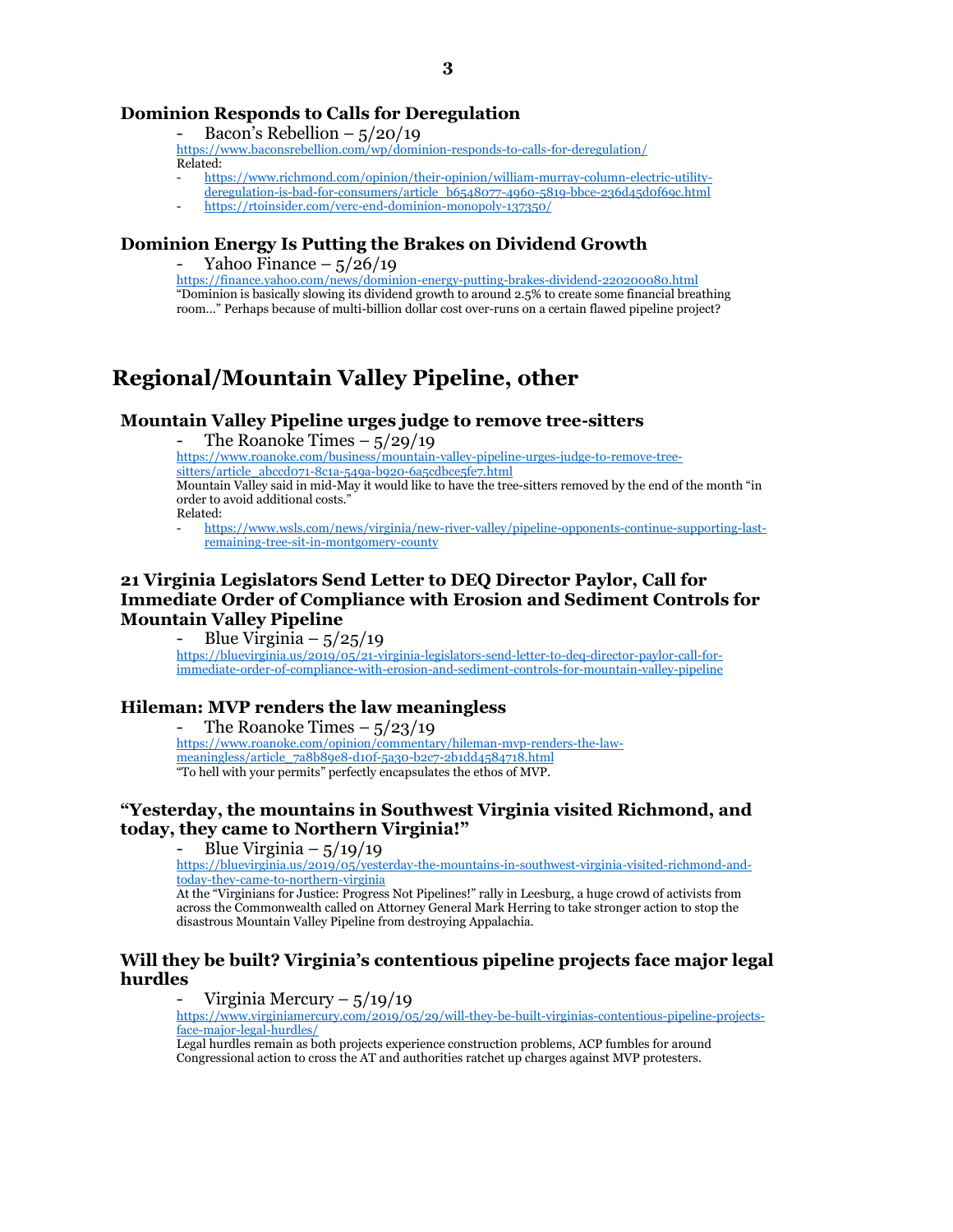### Dominion Responds to Calls for Deregulation

- Bacon's Rebellion – 5/20/19

https://www.baconsrebellion.com/wp/dominion-responds-to-calls-for-deregulation/
Related:

- https://www.richmond.com/opinion/their-opinion/william-murray-column-electric-utility-deregulation-is-bad-for-consumers/article_b6548077-4960-5819-bbce-236d45d0f69c.html
- https://rtoinsider.com/verc-end-dominion-monopoly-137350/

### Dominion Energy Is Putting the Brakes on Dividend Growth

- Yahoo Finance – 5/26/19

https://finance.yahoo.com/news/dominion-energy-putting-brakes-dividend-220200080.html
"Dominion is basically slowing its dividend growth to around 2.5% to create some financial breathing room…" Perhaps because of multi-billion dollar cost over-runs on a certain flawed pipeline project?

## Regional/Mountain Valley Pipeline, other

### Mountain Valley Pipeline urges judge to remove tree-sitters

- The Roanoke Times – 5/29/19

https://www.roanoke.com/business/mountain-valley-pipeline-urges-judge-to-remove-tree-sitters/article_abccd071-8c1a-549a-b920-6a5cdbce5fe7.html
Mountain Valley said in mid-May it would like to have the tree-sitters removed by the end of the month "in order to avoid additional costs."
Related:

- https://www.wsls.com/news/virginia/new-river-valley/pipeline-opponents-continue-supporting-last-remaining-tree-sit-in-montgomery-county

### 21 Virginia Legislators Send Letter to DEQ Director Paylor, Call for Immediate Order of Compliance with Erosion and Sediment Controls for Mountain Valley Pipeline

- Blue Virginia – 5/25/19

https://bluevirginia.us/2019/05/21-virginia-legislators-send-letter-to-deq-director-paylor-call-for-immediate-order-of-compliance-with-erosion-and-sediment-controls-for-mountain-valley-pipeline

### Hileman: MVP renders the law meaningless

- The Roanoke Times – 5/23/19

https://www.roanoke.com/opinion/commentary/hileman-mvp-renders-the-law-meaningless/article_7a8b89e8-d10f-5a30-b2c7-2b1dd4584718.html
"To hell with your permits" perfectly encapsulates the ethos of MVP.

### "Yesterday, the mountains in Southwest Virginia visited Richmond, and today, they came to Northern Virginia!"

- Blue Virginia – 5/19/19

https://bluevirginia.us/2019/05/yesterday-the-mountains-in-southwest-virginia-visited-richmond-and-today-they-came-to-northern-virginia
At the "Virginians for Justice: Progress Not Pipelines!" rally in Leesburg, a huge crowd of activists from across the Commonwealth called on Attorney General Mark Herring to take stronger action to stop the disastrous Mountain Valley Pipeline from destroying Appalachia.

### Will they be built? Virginia's contentious pipeline projects face major legal hurdles

- Virginia Mercury – 5/19/19

https://www.virginiamercury.com/2019/05/29/will-they-be-built-virginias-contentious-pipeline-projects-face-major-legal-hurdles/
Legal hurdles remain as both projects experience construction problems, ACP fumbles for around Congressional action to cross the AT and authorities ratchet up charges against MVP protesters.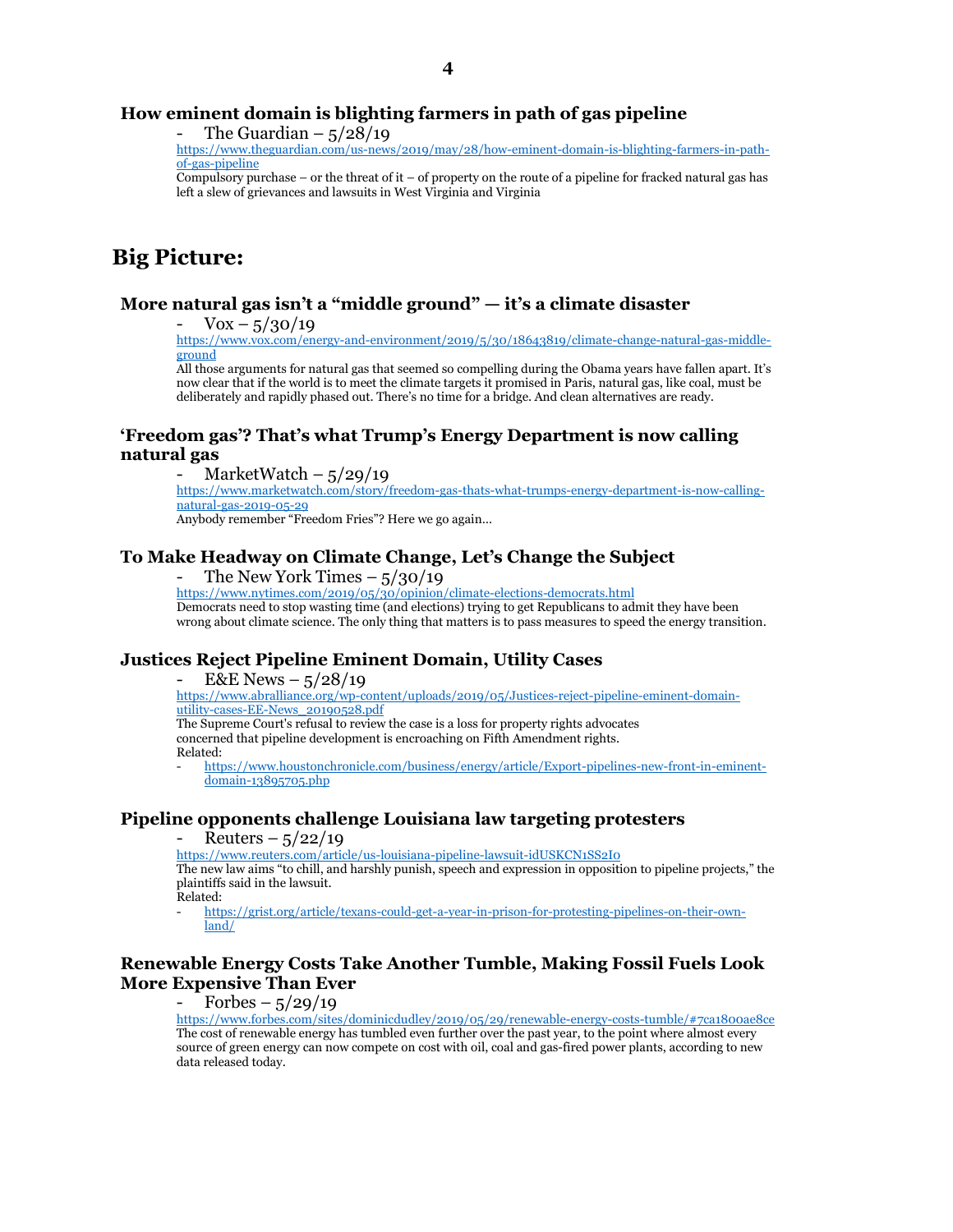### How eminent domain is blighting farmers in path of gas pipeline

- The Guardian – 5/28/19

https://www.theguardian.com/us-news/2019/may/28/how-eminent-domain-is-blighting-farmers-in-path-of-gas-pipeline

Compulsory purchase – or the threat of it – of property on the route of a pipeline for fracked natural gas has left a slew of grievances and lawsuits in West Virginia and Virginia

## Big Picture:

### More natural gas isn't a "middle ground" — it's a climate disaster

- Vox – 5/30/19

https://www.vox.com/energy-and-environment/2019/5/30/18643819/climate-change-natural-gas-middle-ground

All those arguments for natural gas that seemed so compelling during the Obama years have fallen apart. It's now clear that if the world is to meet the climate targets it promised in Paris, natural gas, like coal, must be deliberately and rapidly phased out. There's no time for a bridge. And clean alternatives are ready.

### 'Freedom gas'? That's what Trump's Energy Department is now calling natural gas

- MarketWatch – 5/29/19

https://www.marketwatch.com/story/freedom-gas-thats-what-trumps-energy-department-is-now-calling-natural-gas-2019-05-29

Anybody remember "Freedom Fries"? Here we go again…

### To Make Headway on Climate Change, Let's Change the Subject

- The New York Times – 5/30/19

https://www.nytimes.com/2019/05/30/opinion/climate-elections-democrats.html

Democrats need to stop wasting time (and elections) trying to get Republicans to admit they have been wrong about climate science. The only thing that matters is to pass measures to speed the energy transition.

### Justices Reject Pipeline Eminent Domain, Utility Cases

- E&E News – 5/28/19

https://www.abralliance.org/wp-content/uploads/2019/05/Justices-reject-pipeline-eminent-domain-utility-cases-EE-News_20190528.pdf

The Supreme Court's refusal to review the case is a loss for property rights advocates concerned that pipeline development is encroaching on Fifth Amendment rights.

Related:

- https://www.houstonchronicle.com/business/energy/article/Export-pipelines-new-front-in-eminent-domain-13895705.php

### Pipeline opponents challenge Louisiana law targeting protesters

- Reuters – 5/22/19

https://www.reuters.com/article/us-louisiana-pipeline-lawsuit-idUSKCN1SS2I0

The new law aims "to chill, and harshly punish, speech and expression in opposition to pipeline projects," the plaintiffs said in the lawsuit.

Related:

- https://grist.org/article/texans-could-get-a-year-in-prison-for-protesting-pipelines-on-their-own-land/

### Renewable Energy Costs Take Another Tumble, Making Fossil Fuels Look More Expensive Than Ever

- Forbes – 5/29/19

https://www.forbes.com/sites/dominicdudley/2019/05/29/renewable-energy-costs-tumble/#7ca1800ae8ce

The cost of renewable energy has tumbled even further over the past year, to the point where almost every source of green energy can now compete on cost with oil, coal and gas-fired power plants, according to new data released today.